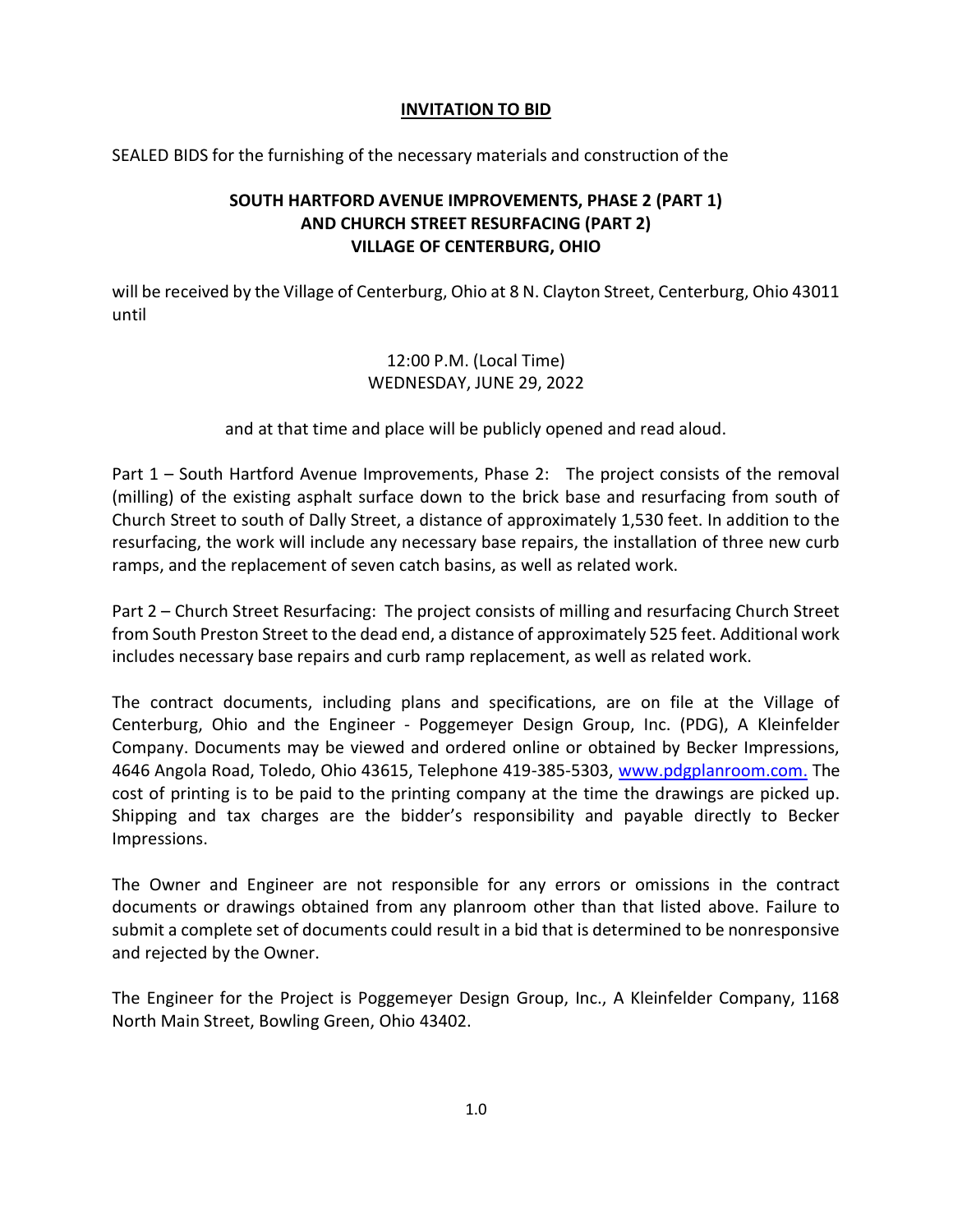# INVITATION TO BID

SEALED BIDS for the furnishing of the necessary materials and construction of the

**SOUTH HARTFORD AVENUE IMPROVEMENTS, PHASE 2 (PART 1)**
**AND CHURCH STREET RESURFACING (PART 2)**
**VILLAGE OF CENTERBURG, OHIO**

will be received by the Village of Centerburg, Ohio at 8 N. Clayton Street, Centerburg, Ohio 43011 until

12:00 P.M. (Local Time)
WEDNESDAY, JUNE 29, 2022

and at that time and place will be publicly opened and read aloud.

Part 1 – South Hartford Avenue Improvements, Phase 2: The project consists of the removal (milling) of the existing asphalt surface down to the brick base and resurfacing from south of Church Street to south of Dally Street, a distance of approximately 1,530 feet. In addition to the resurfacing, the work will include any necessary base repairs, the installation of three new curb ramps, and the replacement of seven catch basins, as well as related work.

Part 2 – Church Street Resurfacing: The project consists of milling and resurfacing Church Street from South Preston Street to the dead end, a distance of approximately 525 feet. Additional work includes necessary base repairs and curb ramp replacement, as well as related work.

The contract documents, including plans and specifications, are on file at the Village of Centerburg, Ohio and the Engineer - Poggemeyer Design Group, Inc. (PDG), A Kleinfelder Company. Documents may be viewed and ordered online or obtained by Becker Impressions, 4646 Angola Road, Toledo, Ohio 43615, Telephone 419-385-5303, www.pdgplanroom.com. The cost of printing is to be paid to the printing company at the time the drawings are picked up. Shipping and tax charges are the bidder's responsibility and payable directly to Becker Impressions.

The Owner and Engineer are not responsible for any errors or omissions in the contract documents or drawings obtained from any planroom other than that listed above. Failure to submit a complete set of documents could result in a bid that is determined to be nonresponsive and rejected by the Owner.

The Engineer for the Project is Poggemeyer Design Group, Inc., A Kleinfelder Company, 1168 North Main Street, Bowling Green, Ohio 43402.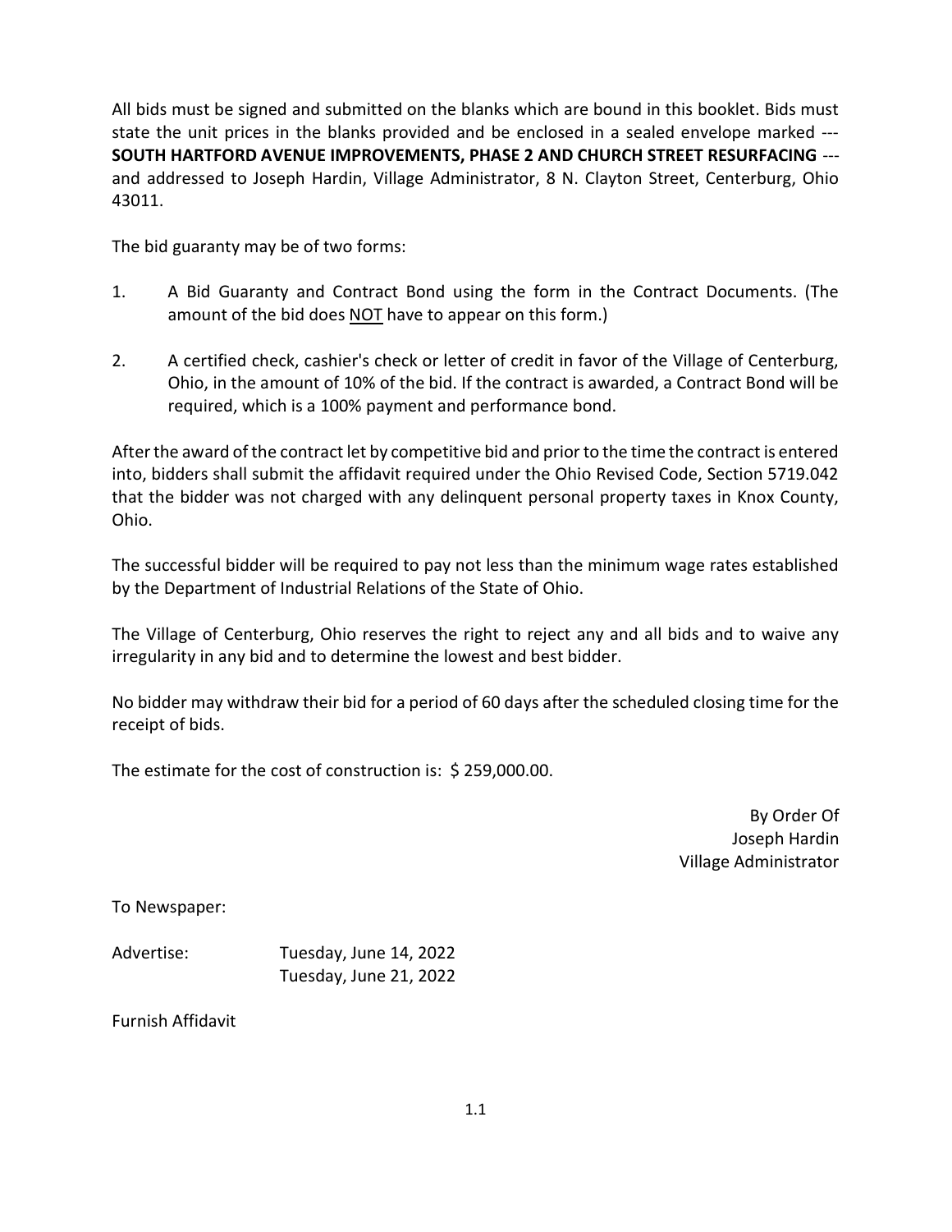All bids must be signed and submitted on the blanks which are bound in this booklet. Bids must state the unit prices in the blanks provided and be enclosed in a sealed envelope marked --- **SOUTH HARTFORD AVENUE IMPROVEMENTS, PHASE 2 AND CHURCH STREET RESURFACING** --- and addressed to Joseph Hardin, Village Administrator, 8 N. Clayton Street, Centerburg, Ohio 43011.

The bid guaranty may be of two forms:

1. A Bid Guaranty and Contract Bond using the form in the Contract Documents. (The amount of the bid does <u>NOT</u> have to appear on this form.)

2. A certified check, cashier's check or letter of credit in favor of the Village of Centerburg, Ohio, in the amount of 10% of the bid. If the contract is awarded, a Contract Bond will be required, which is a 100% payment and performance bond.

After the award of the contract let by competitive bid and prior to the time the contract is entered into, bidders shall submit the affidavit required under the Ohio Revised Code, Section 5719.042 that the bidder was not charged with any delinquent personal property taxes in Knox County, Ohio.

The successful bidder will be required to pay not less than the minimum wage rates established by the Department of Industrial Relations of the State of Ohio.

The Village of Centerburg, Ohio reserves the right to reject any and all bids and to waive any irregularity in any bid and to determine the lowest and best bidder.

No bidder may withdraw their bid for a period of 60 days after the scheduled closing time for the receipt of bids.

The estimate for the cost of construction is: $ 259,000.00.

By Order Of
Joseph Hardin
Village Administrator

To Newspaper:

Advertise: Tuesday, June 14, 2022
Tuesday, June 21, 2022

Furnish Affidavit